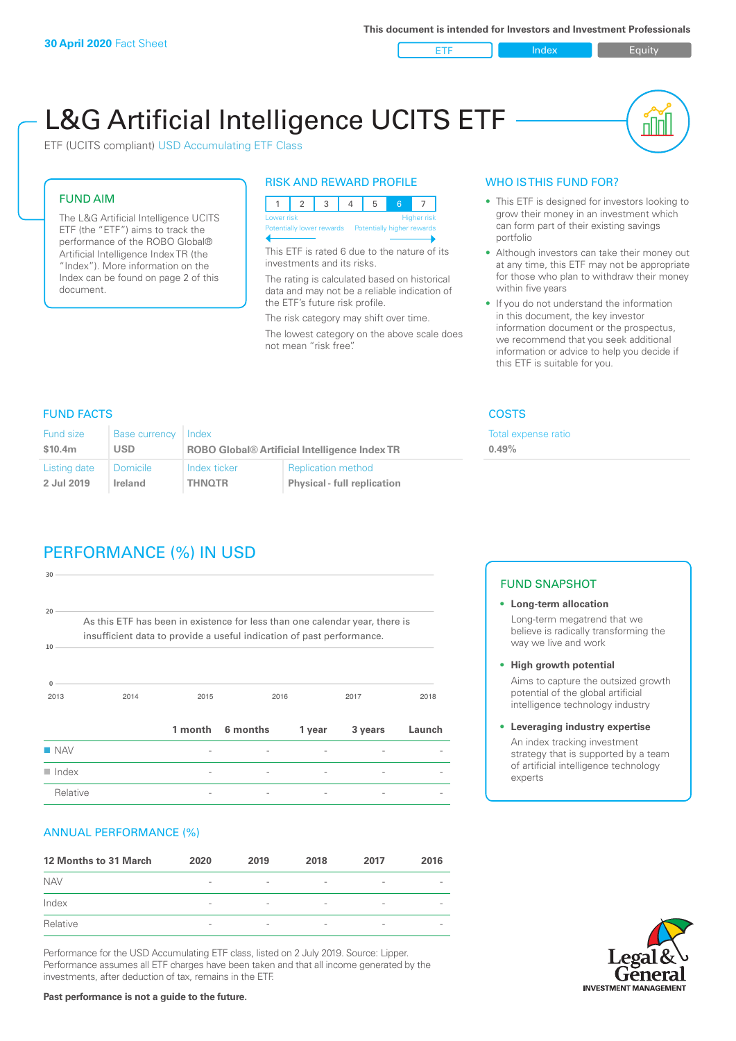**30 April 2020** Fact Sheet

This document is intended for Investors and Investment Professionals

ETF | Index | Equity

# L&G Artificial Intelligence UCITS ETF

ETF (UCITS compliant) USD Accumulating ETF Class

## FUND AIM

The L&G Artificial Intelligence UCITS ETF (the "ETF") aims to track the performance of the ROBO Global® Artificial Intelligence Index TR (the "Index"). More information on the Index can be found on page 2 of this document.

## RISK AND REWARD PROFILE

| 1 | 2 | 3 | 4 | 5 | 6 | 7 |
|---|---|---|---|---|---|---|

Lower risk — Higher risk
Potentially lower rewards — Potentially higher rewards

This ETF is rated 6 due to the nature of its investments and its risks.

The rating is calculated based on historical data and may not be a reliable indication of the ETF's future risk profile.

The risk category may shift over time.

The lowest category on the above scale does not mean "risk free".

## WHO IS THIS FUND FOR?

- This ETF is designed for investors looking to grow their money in an investment which can form part of their existing savings portfolio
- Although investors can take their money out at any time, this ETF may not be appropriate for those who plan to withdraw their money within five years
- If you do not understand the information in this document, the key investor information document or the prospectus, we recommend that you seek additional information or advice to help you decide if this ETF is suitable for you.

## FUND FACTS

| Fund size | Base currency | Index | |
|---|---|---|---|
| $10.4m | USD | ROBO Global® Artificial Intelligence Index TR | |
| **Listing date** | **Domicile** | **Index ticker** | **Replication method** |
| 2 Jul 2019 | Ireland | THNQTR | Physical - full replication |

## COSTS

Total expense ratio
**0.49%**

## PERFORMANCE (%) IN USD

As this ETF has been in existence for less than one calendar year, there is insufficient data to provide a useful indication of past performance.

| | 1 month | 6 months | 1 year | 3 years | Launch |
|---|---|---|---|---|---|
| NAV | - | - | - | - | - |
| Index | - | - | - | - | - |
| Relative | - | - | - | - | - |

## ANNUAL PERFORMANCE (%)

| 12 Months to 31 March | 2020 | 2019 | 2018 | 2017 | 2016 |
|---|---|---|---|---|---|
| NAV | - | - | - | - | - |
| Index | - | - | - | - | - |
| Relative | - | - | - | - | - |

Performance for the USD Accumulating ETF class, listed on 2 July 2019. Source: Lipper. Performance assumes all ETF charges have been taken and that all income generated by the investments, after deduction of tax, remains in the ETF.

**Past performance is not a guide to the future.**

## FUND SNAPSHOT

- **Long-term allocation**
  Long-term megatrend that we believe is radically transforming the way we live and work
- **High growth potential**
  Aims to capture the outsized growth potential of the global artificial intelligence technology industry
- **Leveraging industry expertise**
  An index tracking investment strategy that is supported by a team of artificial intelligence technology experts

Legal & General INVESTMENT MANAGEMENT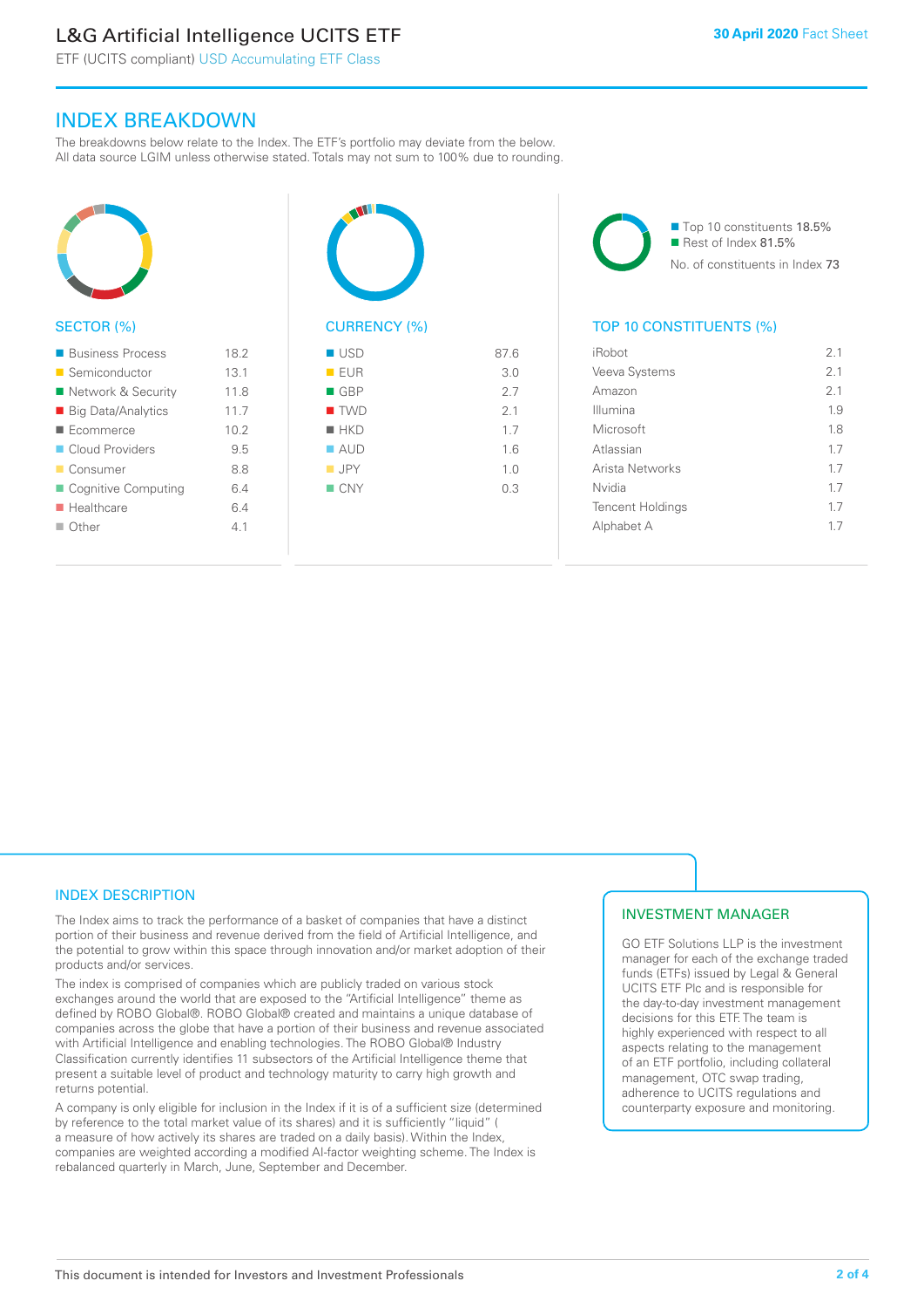## INDEX BREAKDOWN

The breakdowns below relate to the Index. The ETF's portfolio may deviate from the below. All data source LGIM unless otherwise stated. Totals may not sum to 100% due to rounding.

### SECTOR (%)

| Sector | % |
|---|---|
| Business Process | 18.2 |
| Semiconductor | 13.1 |
| Network & Security | 11.8 |
| Big Data/Analytics | 11.7 |
| Ecommerce | 10.2 |
| Cloud Providers | 9.5 |
| Consumer | 8.8 |
| Cognitive Computing | 6.4 |
| Healthcare | 6.4 |
| Other | 4.1 |

### CURRENCY (%)

| Currency | % |
|---|---|
| USD | 87.6 |
| EUR | 3.0 |
| GBP | 2.7 |
| TWD | 2.1 |
| HKD | 1.7 |
| AUD | 1.6 |
| JPY | 1.0 |
| CNY | 0.3 |

Top 10 constituents 18.5%
Rest of Index 81.5%
No. of constituents in Index 73

### TOP 10 CONSTITUENTS (%)

| Constituent | % |
|---|---|
| iRobot | 2.1 |
| Veeva Systems | 2.1 |
| Amazon | 2.1 |
| Illumina | 1.9 |
| Microsoft | 1.8 |
| Atlassian | 1.7 |
| Arista Networks | 1.7 |
| Nvidia | 1.7 |
| Tencent Holdings | 1.7 |
| Alphabet A | 1.7 |

## INDEX DESCRIPTION

The Index aims to track the performance of a basket of companies that have a distinct portion of their business and revenue derived from the field of Artificial Intelligence, and the potential to grow within this space through innovation and/or market adoption of their products and/or services.

The index is comprised of companies which are publicly traded on various stock exchanges around the world that are exposed to the "Artificial Intelligence" theme as defined by ROBO Global®. ROBO Global® created and maintains a unique database of companies across the globe that have a portion of their business and revenue associated with Artificial Intelligence and enabling technologies. The ROBO Global® Industry Classification currently identifies 11 subsectors of the Artificial Intelligence theme that present a suitable level of product and technology maturity to carry high growth and returns potential.

A company is only eligible for inclusion in the Index if it is of a sufficient size (determined by reference to the total market value of its shares) and it is sufficiently "liquid" ( a measure of how actively its shares are traded on a daily basis). Within the Index, companies are weighted according a modified AI-factor weighting scheme. The Index is rebalanced quarterly in March, June, September and December.

## INVESTMENT MANAGER

GO ETF Solutions LLP is the investment manager for each of the exchange traded funds (ETFs) issued by Legal & General UCITS ETF Plc and is responsible for the day-to-day investment management decisions for this ETF. The team is highly experienced with respect to all aspects relating to the management of an ETF portfolio, including collateral management, OTC swap trading, adherence to UCITS regulations and counterparty exposure and monitoring.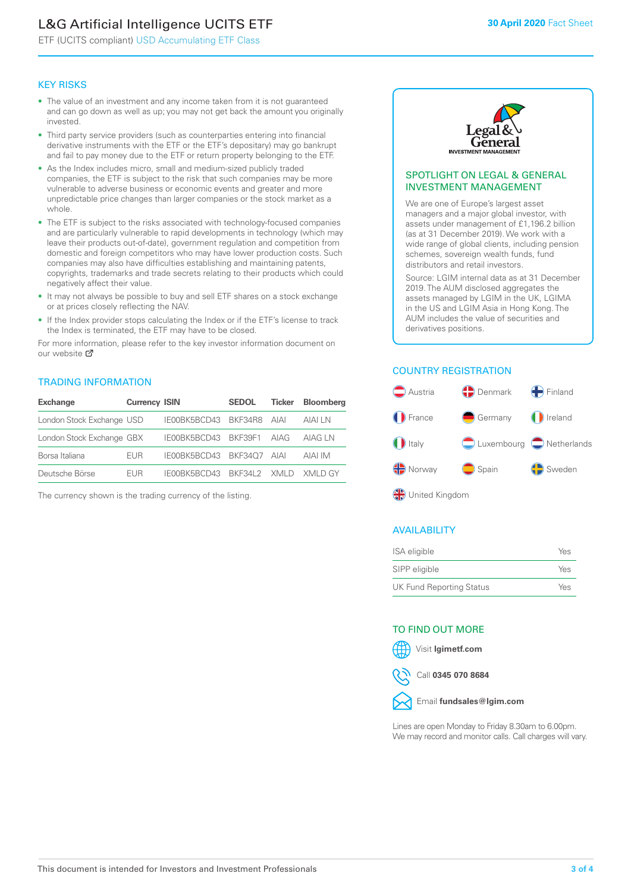# L&G Artificial Intelligence UCITS ETF

ETF (UCITS compliant) USD Accumulating ETF Class

30 April 2020 Fact Sheet

## KEY RISKS

- The value of an investment and any income taken from it is not guaranteed and can go down as well as up; you may not get back the amount you originally invested.
- Third party service providers (such as counterparties entering into financial derivative instruments with the ETF or the ETF's depositary) may go bankrupt and fail to pay money due to the ETF or return property belonging to the ETF.
- As the Index includes micro, small and medium-sized publicly traded companies, the ETF is subject to the risk that such companies may be more vulnerable to adverse business or economic events and greater and more unpredictable price changes than larger companies or the stock market as a whole.
- The ETF is subject to the risks associated with technology-focused companies and are particularly vulnerable to rapid developments in technology (which may leave their products out-of-date), government regulation and competition from domestic and foreign competitors who may have lower production costs. Such companies may also have difficulties establishing and maintaining patents, copyrights, trademarks and trade secrets relating to their products which could negatively affect their value.
- It may not always be possible to buy and sell ETF shares on a stock exchange or at prices closely reflecting the NAV.
- If the Index provider stops calculating the Index or if the ETF's license to track the Index is terminated, the ETF may have to be closed.

For more information, please refer to the key investor information document on our website

## TRADING INFORMATION

| Exchange | Currency | ISIN | SEDOL | Ticker | Bloomberg |
|---|---|---|---|---|---|
| London Stock Exchange | USD | IE00BK5BCD43 | BKF34R8 | AIAI | AIAI LN |
| London Stock Exchange | GBX | IE00BK5BCD43 | BKF39F1 | AIAG | AIAG LN |
| Borsa Italiana | EUR | IE00BK5BCD43 | BKF34Q7 | AIAI | AIAI IM |
| Deutsche Börse | EUR | IE00BK5BCD43 | BKF34L2 | XMLD | XMLD GY |

The currency shown is the trading currency of the listing.

## SPOTLIGHT ON LEGAL & GENERAL INVESTMENT MANAGEMENT

We are one of Europe's largest asset managers and a major global investor, with assets under management of £1,196.2 billion (as at 31 December 2019). We work with a wide range of global clients, including pension schemes, sovereign wealth funds, fund distributors and retail investors.

Source: LGIM internal data as at 31 December 2019. The AUM disclosed aggregates the assets managed by LGIM in the UK, LGIMA in the US and LGIM Asia in Hong Kong. The AUM includes the value of securities and derivatives positions.

## COUNTRY REGISTRATION

- Austria
- Denmark
- Finland
- France
- Germany
- Ireland
- Italy
- Luxembourg
- Netherlands
- Norway
- Spain
- Sweden
- United Kingdom

## AVAILABILITY

| | |
|---|---|
| ISA eligible | Yes |
| SIPP eligible | Yes |
| UK Fund Reporting Status | Yes |

## TO FIND OUT MORE

Visit **lgimetf.com**

Call **0345 070 8684**

Email **fundsales@lgim.com**

Lines are open Monday to Friday 8.30am to 6.00pm. We may record and monitor calls. Call charges will vary.

This document is intended for Investors and Investment Professionals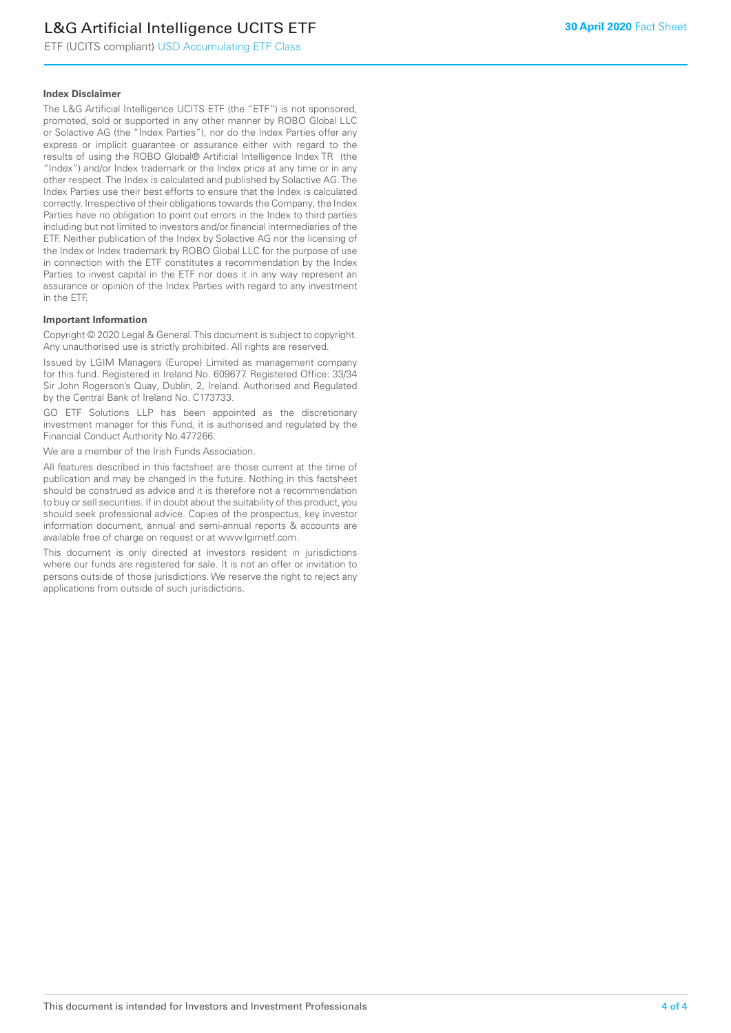### Index Disclaimer

The L&G Artificial Intelligence UCITS ETF (the "ETF") is not sponsored, promoted, sold or supported in any other manner by ROBO Global LLC or Solactive AG (the "Index Parties"), nor do the Index Parties offer any express or implicit guarantee or assurance either with regard to the results of using the ROBO Global® Artificial Intelligence Index TR (the "Index") and/or Index trademark or the Index price at any time or in any other respect. The Index is calculated and published by Solactive AG. The Index Parties use their best efforts to ensure that the Index is calculated correctly. Irrespective of their obligations towards the Company, the Index Parties have no obligation to point out errors in the Index to third parties including but not limited to investors and/or financial intermediaries of the ETF. Neither publication of the Index by Solactive AG nor the licensing of the Index or Index trademark by ROBO Global LLC for the purpose of use in connection with the ETF constitutes a recommendation by the Index Parties to invest capital in the ETF nor does it in any way represent an assurance or opinion of the Index Parties with regard to any investment in the ETF.

### Important Information

Copyright © 2020 Legal & General. This document is subject to copyright. Any unauthorised use is strictly prohibited. All rights are reserved.

Issued by LGIM Managers (Europe) Limited as management company for this fund. Registered in Ireland No. 609677. Registered Office: 33/34 Sir John Rogerson's Quay, Dublin, 2, Ireland. Authorised and Regulated by the Central Bank of Ireland No. C173733.

GO ETF Solutions LLP has been appointed as the discretionary investment manager for this Fund, it is authorised and regulated by the Financial Conduct Authority No.477266.

We are a member of the Irish Funds Association.

All features described in this factsheet are those current at the time of publication and may be changed in the future. Nothing in this factsheet should be construed as advice and it is therefore not a recommendation to buy or sell securities. If in doubt about the suitability of this product, you should seek professional advice. Copies of the prospectus, key investor information document, annual and semi-annual reports & accounts are available free of charge on request or at www.lgimetf.com.

This document is only directed at investors resident in jurisdictions where our funds are registered for sale. It is not an offer or invitation to persons outside of those jurisdictions. We reserve the right to reject any applications from outside of such jurisdictions.